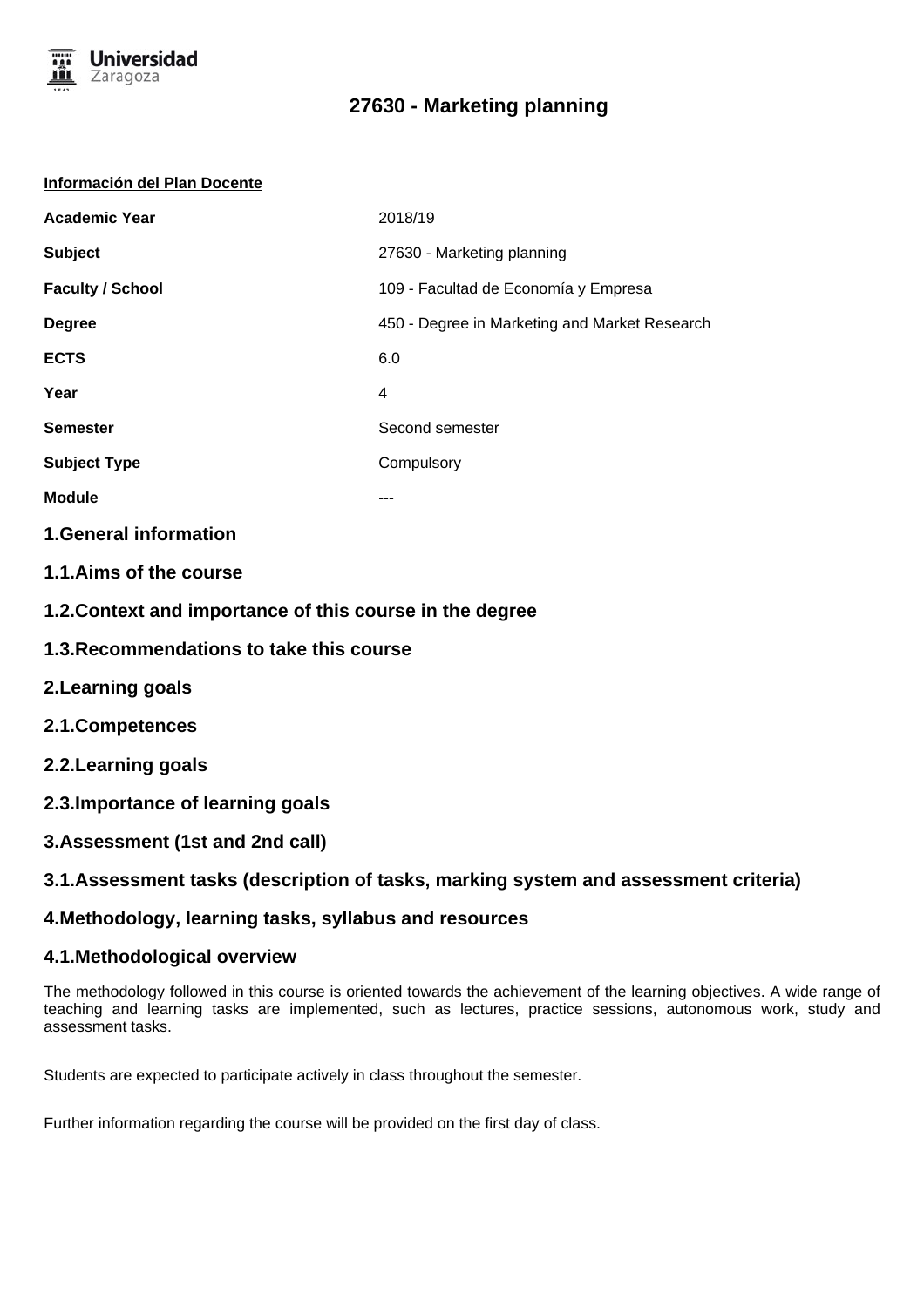# 27630 - Marketing planning

**Información del Plan Docente**

| | |
|---|---|
| **Academic Year** | 2018/19 |
| **Subject** | 27630 - Marketing planning |
| **Faculty / School** | 109 - Facultad de Economía y Empresa |
| **Degree** | 450 - Degree in Marketing and Market Research |
| **ECTS** | 6.0 |
| **Year** | 4 |
| **Semester** | Second semester |
| **Subject Type** | Compulsory |
| **Module** | --- |

## 1.General information

### 1.1.Aims of the course

### 1.2.Context and importance of this course in the degree

### 1.3.Recommendations to take this course

## 2.Learning goals

### 2.1.Competences

### 2.2.Learning goals

### 2.3.Importance of learning goals

## 3.Assessment (1st and 2nd call)

### 3.1.Assessment tasks (description of tasks, marking system and assessment criteria)

## 4.Methodology, learning tasks, syllabus and resources

### 4.1.Methodological overview

The methodology followed in this course is oriented towards the achievement of the learning objectives. A wide range of teaching and learning tasks are implemented, such as lectures, practice sessions, autonomous work, study and assessment tasks.

Students are expected to participate actively in class throughout the semester.

Further information regarding the course will be provided on the first day of class.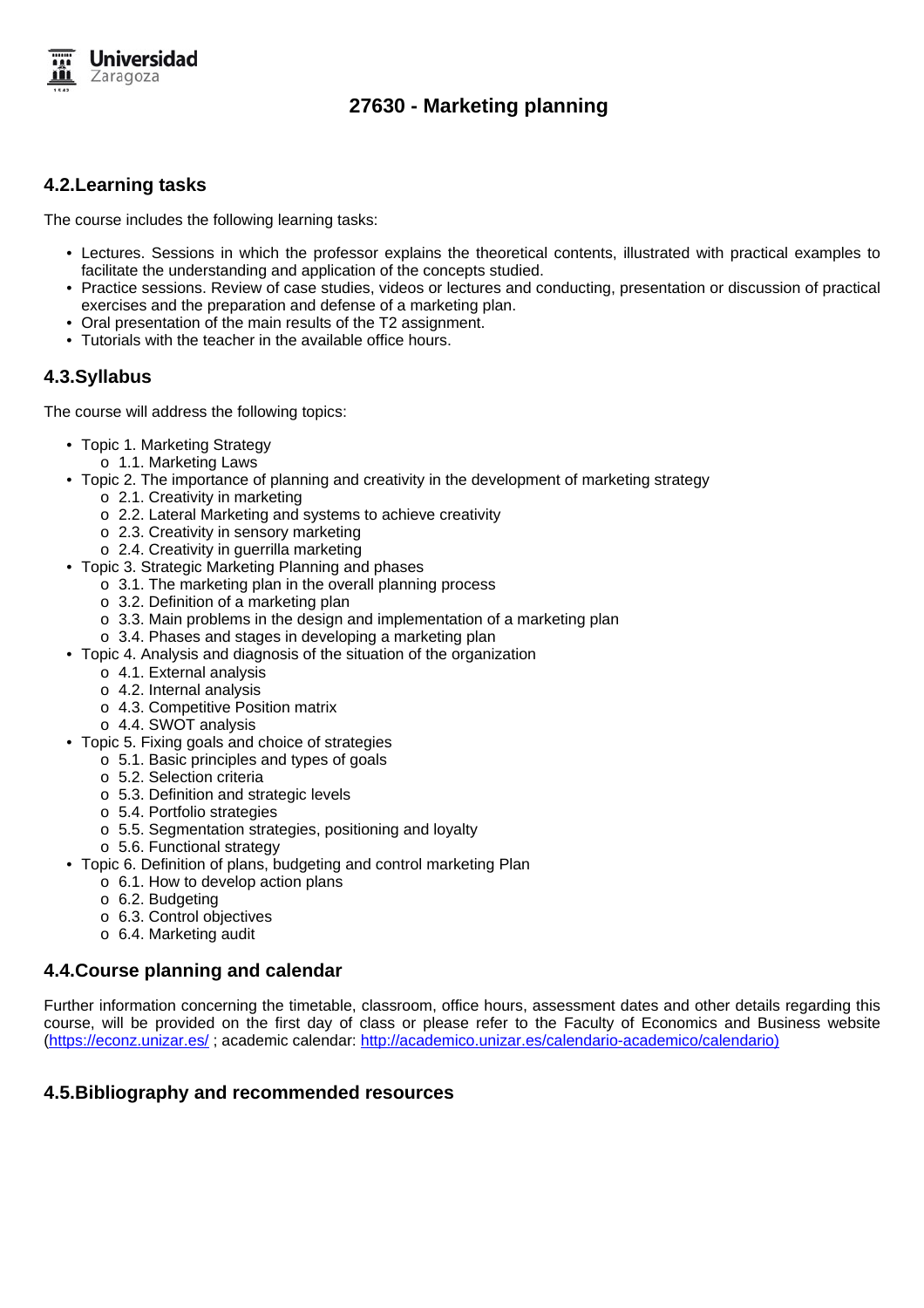## 4.2.Learning tasks

The course includes the following learning tasks:

- Lectures. Sessions in which the professor explains the theoretical contents, illustrated with practical examples to facilitate the understanding and application of the concepts studied.
- Practice sessions. Review of case studies, videos or lectures and conducting, presentation or discussion of practical exercises and the preparation and defense of a marketing plan.
- Oral presentation of the main results of the T2 assignment.
- Tutorials with the teacher in the available office hours.

## 4.3.Syllabus

The course will address the following topics:

- Topic 1. Marketing Strategy
  - 1.1. Marketing Laws
- Topic 2. The importance of planning and creativity in the development of marketing strategy
  - 2.1. Creativity in marketing
  - 2.2. Lateral Marketing and systems to achieve creativity
  - 2.3. Creativity in sensory marketing
  - 2.4. Creativity in guerrilla marketing
- Topic 3. Strategic Marketing Planning and phases
  - 3.1. The marketing plan in the overall planning process
  - 3.2. Definition of a marketing plan
  - 3.3. Main problems in the design and implementation of a marketing plan
  - 3.4. Phases and stages in developing a marketing plan
- Topic 4. Analysis and diagnosis of the situation of the organization
  - 4.1. External analysis
  - 4.2. Internal analysis
  - 4.3. Competitive Position matrix
  - 4.4. SWOT analysis
- Topic 5. Fixing goals and choice of strategies
  - 5.1. Basic principles and types of goals
  - 5.2. Selection criteria
  - 5.3. Definition and strategic levels
  - 5.4. Portfolio strategies
  - 5.5. Segmentation strategies, positioning and loyalty
  - 5.6. Functional strategy
- Topic 6. Definition of plans, budgeting and control marketing Plan
  - 6.1. How to develop action plans
  - 6.2. Budgeting
  - 6.3. Control objectives
  - 6.4. Marketing audit

## 4.4.Course planning and calendar

Further information concerning the timetable, classroom, office hours, assessment dates and other details regarding this course, will be provided on the first day of class or please refer to the Faculty of Economics and Business website (https://econz.unizar.es/ ; academic calendar: http://academico.unizar.es/calendario-academico/calendario)

## 4.5.Bibliography and recommended resources